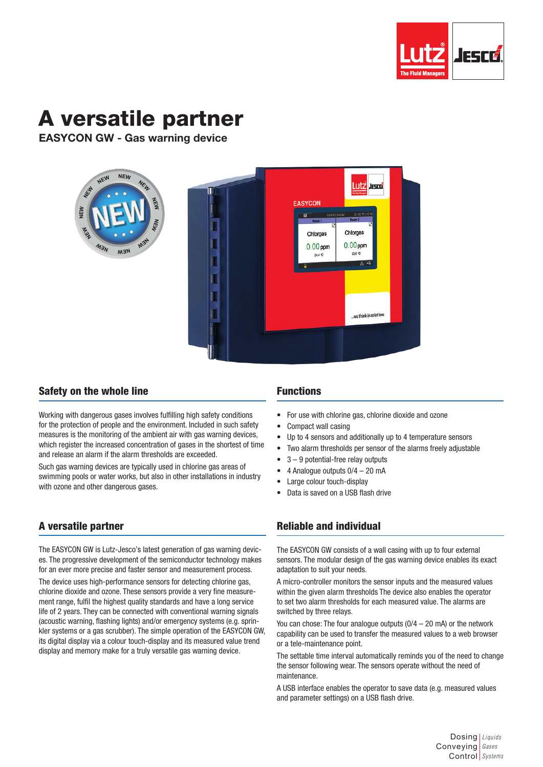# A versatile partner

**EASYCON GW - Gas warning device**

## Safety on the whole line

Working with dangerous gases involves fulfilling high safety conditions for the protection of people and the environment. Included in such safety measures is the monitoring of the ambient air with gas warning devices, which register the increased concentration of gases in the shortest of time and release an alarm if the alarm thresholds are exceeded.

Such gas warning devices are typically used in chlorine gas areas of swimming pools or water works, but also in other installations in industry with ozone and other dangerous gases.

## Functions

- For use with chlorine gas, chlorine dioxide and ozone
- Compact wall casing
- Up to 4 sensors and additionally up to 4 temperature sensors
- Two alarm thresholds per sensor of the alarms freely adjustable
- 3 – 9 potential-free relay outputs
- 4 Analogue outputs 0/4 – 20 mA
- Large colour touch-display
- Data is saved on a USB flash drive

## A versatile partner

The EASYCON GW is Lutz-Jesco's latest generation of gas warning devices. The progressive development of the semiconductor technology makes for an ever more precise and faster sensor and measurement process.

The device uses high-performance sensors for detecting chlorine gas, chlorine dioxide and ozone. These sensors provide a very fine measurement range, fulfil the highest quality standards and have a long service life of 2 years. They can be connected with conventional warning signals (acoustic warning, flashing lights) and/or emergency systems (e.g. sprinkler systems or a gas scrubber). The simple operation of the EASYCON GW, its digital display via a colour touch-display and its measured value trend display and memory make for a truly versatile gas warning device.

## Reliable and individual

The EASYCON GW consists of a wall casing with up to four external sensors. The modular design of the gas warning device enables its exact adaptation to suit your needs.

A micro-controller monitors the sensor inputs and the measured values within the given alarm thresholds The device also enables the operator to set two alarm thresholds for each measured value. The alarms are switched by three relays.

You can chose: The four analogue outputs (0/4 – 20 mA) or the network capability can be used to transfer the measured values to a web browser or a tele-maintenance point.

The settable time interval automatically reminds you of the need to change the sensor following wear. The sensors operate without the need of maintenance.

A USB interface enables the operator to save data (e.g. measured values and parameter settings) on a USB flash drive.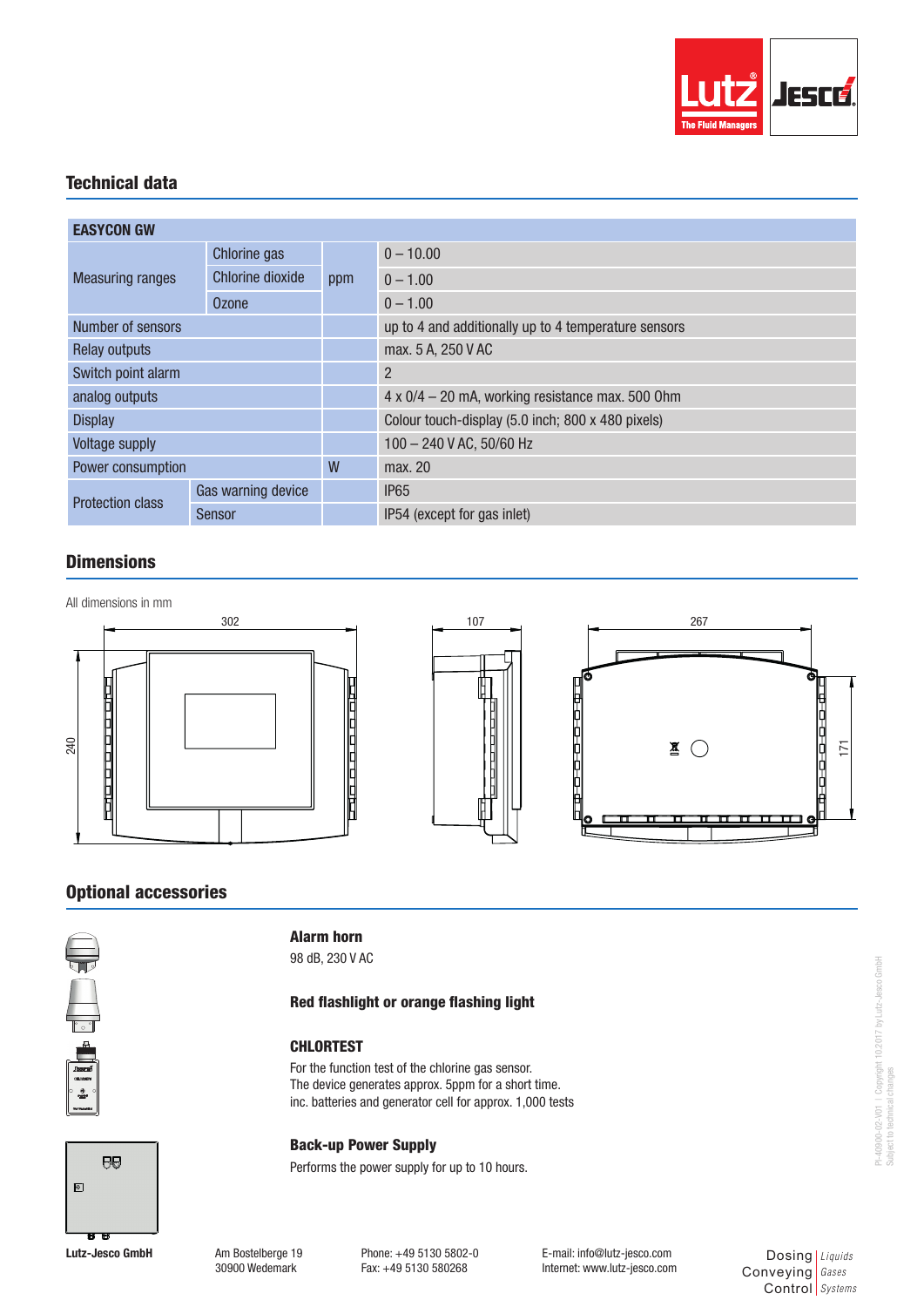## Technical data

| EASYCON GW | | | |
|---|---|---|---|
| Measuring ranges | Chlorine gas | ppm | 0 – 10.00 |
| | Chlorine dioxide | | 0 – 1.00 |
| | Ozone | | 0 – 1.00 |
| Number of sensors | | | up to 4 and additionally up to 4 temperature sensors |
| Relay outputs | | | max. 5 A, 250 V AC |
| Switch point alarm | | | 2 |
| analog outputs | | | 4 x 0/4 – 20 mA, working resistance max. 500 Ohm |
| Display | | | Colour touch-display (5.0 inch; 800 x 480 pixels) |
| Voltage supply | | | 100 – 240 V AC, 50/60 Hz |
| Power consumption | | W | max. 20 |
| Protection class | Gas warning device | | IP65 |
| | Sensor | | IP54 (except for gas inlet) |

## Dimensions

All dimensions in mm

302

240

107

267

171

## Optional accessories

**Alarm horn**

98 dB, 230 V AC

**Red flashlight or orange flashing light**

**CHLORTEST**

For the function test of the chlorine gas sensor.
The device generates approx. 5ppm for a short time.
inc. batteries and generator cell for approx. 1,000 tests

**Back-up Power Supply**

Performs the power supply for up to 10 hours.

**Lutz-Jesco GmbH** Am Bostelberge 19, 30900 Wedemark | Phone: +49 5130 5802-0, Fax: +49 5130 580268 | E-mail: info@lutz-jesco.com, Internet: www.lutz-jesco.com